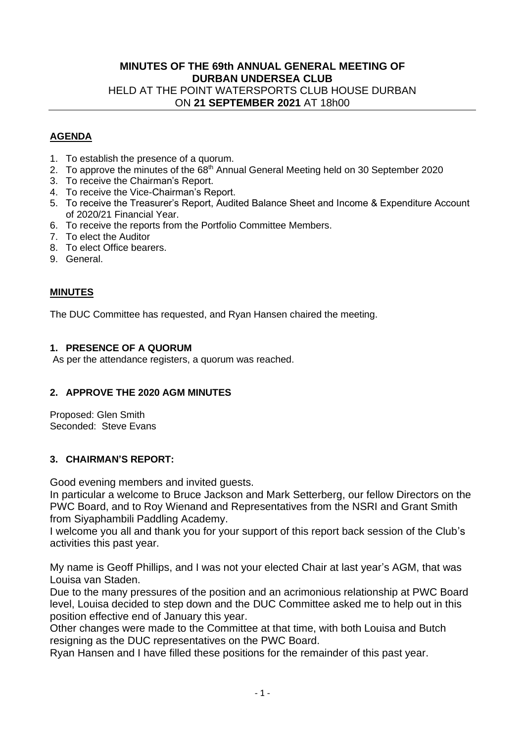# MINUTES OF THE 69th ANNUAL GENERAL MEETING OF DURBAN UNDERSEA CLUB

HELD AT THE POINT WATERSPORTS CLUB HOUSE DURBAN
ON **21 SEPTEMBER 2021** AT 18h00

## AGENDA

1. To establish the presence of a quorum.
2. To approve the minutes of the 68th Annual General Meeting held on 30 September 2020
3. To receive the Chairman's Report.
4. To receive the Vice-Chairman's Report.
5. To receive the Treasurer's Report, Audited Balance Sheet and Income & Expenditure Account of 2020/21 Financial Year.
6. To receive the reports from the Portfolio Committee Members.
7. To elect the Auditor
8. To elect Office bearers.
9. General.

## MINUTES

The DUC Committee has requested, and Ryan Hansen chaired the meeting.

### 1. PRESENCE OF A QUORUM

As per the attendance registers, a quorum was reached.

### 2. APPROVE THE 2020 AGM MINUTES

Proposed: Glen Smith
Seconded: Steve Evans

### 3. CHAIRMAN'S REPORT:

Good evening members and invited guests.
In particular a welcome to Bruce Jackson and Mark Setterberg, our fellow Directors on the PWC Board, and to Roy Wienand and Representatives from the NSRI and Grant Smith from Siyaphambili Paddling Academy.
I welcome you all and thank you for your support of this report back session of the Club's activities this past year.

My name is Geoff Phillips, and I was not your elected Chair at last year's AGM, that was Louisa van Staden.
Due to the many pressures of the position and an acrimonious relationship at PWC Board level, Louisa decided to step down and the DUC Committee asked me to help out in this position effective end of January this year.
Other changes were made to the Committee at that time, with both Louisa and Butch resigning as the DUC representatives on the PWC Board.
Ryan Hansen and I have filled these positions for the remainder of this past year.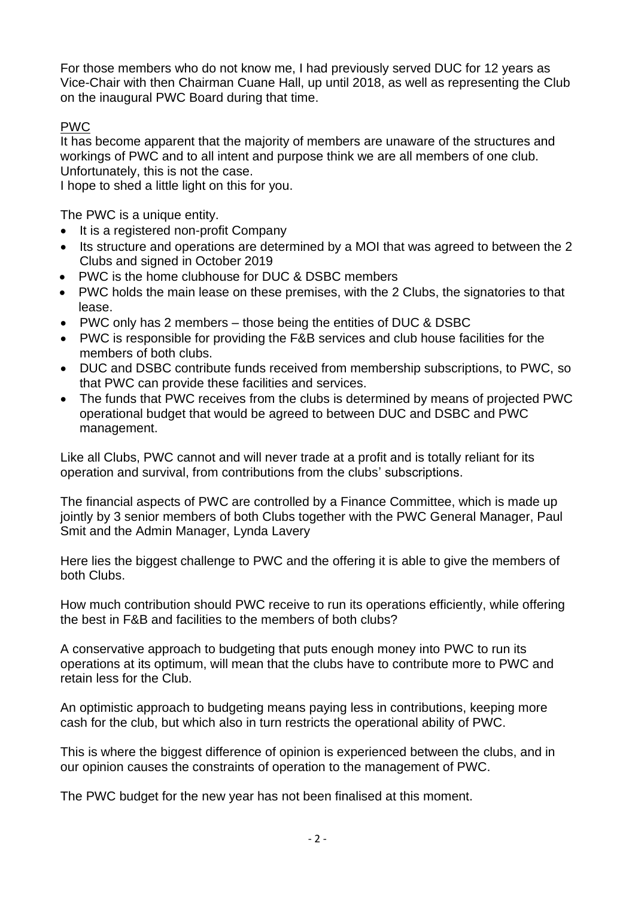For those members who do not know me, I had previously served DUC for 12 years as Vice-Chair with then Chairman Cuane Hall, up until 2018, as well as representing the Club on the inaugural PWC Board during that time.

## PWC

It has become apparent that the majority of members are unaware of the structures and workings of PWC and to all intent and purpose think we are all members of one club. Unfortunately, this is not the case.
I hope to shed a little light on this for you.

The PWC is a unique entity.

- It is a registered non-profit Company
- Its structure and operations are determined by a MOI that was agreed to between the 2 Clubs and signed in October 2019
- PWC is the home clubhouse for DUC & DSBC members
- PWC holds the main lease on these premises, with the 2 Clubs, the signatories to that lease.
- PWC only has 2 members – those being the entities of DUC & DSBC
- PWC is responsible for providing the F&B services and club house facilities for the members of both clubs.
- DUC and DSBC contribute funds received from membership subscriptions, to PWC, so that PWC can provide these facilities and services.
- The funds that PWC receives from the clubs is determined by means of projected PWC operational budget that would be agreed to between DUC and DSBC and PWC management.

Like all Clubs, PWC cannot and will never trade at a profit and is totally reliant for its operation and survival, from contributions from the clubs' subscriptions.

The financial aspects of PWC are controlled by a Finance Committee, which is made up jointly by 3 senior members of both Clubs together with the PWC General Manager, Paul Smit and the Admin Manager, Lynda Lavery

Here lies the biggest challenge to PWC and the offering it is able to give the members of both Clubs.

How much contribution should PWC receive to run its operations efficiently, while offering the best in F&B and facilities to the members of both clubs?

A conservative approach to budgeting that puts enough money into PWC to run its operations at its optimum, will mean that the clubs have to contribute more to PWC and retain less for the Club.

An optimistic approach to budgeting means paying less in contributions, keeping more cash for the club, but which also in turn restricts the operational ability of PWC.

This is where the biggest difference of opinion is experienced between the clubs, and in our opinion causes the constraints of operation to the management of PWC.

The PWC budget for the new year has not been finalised at this moment.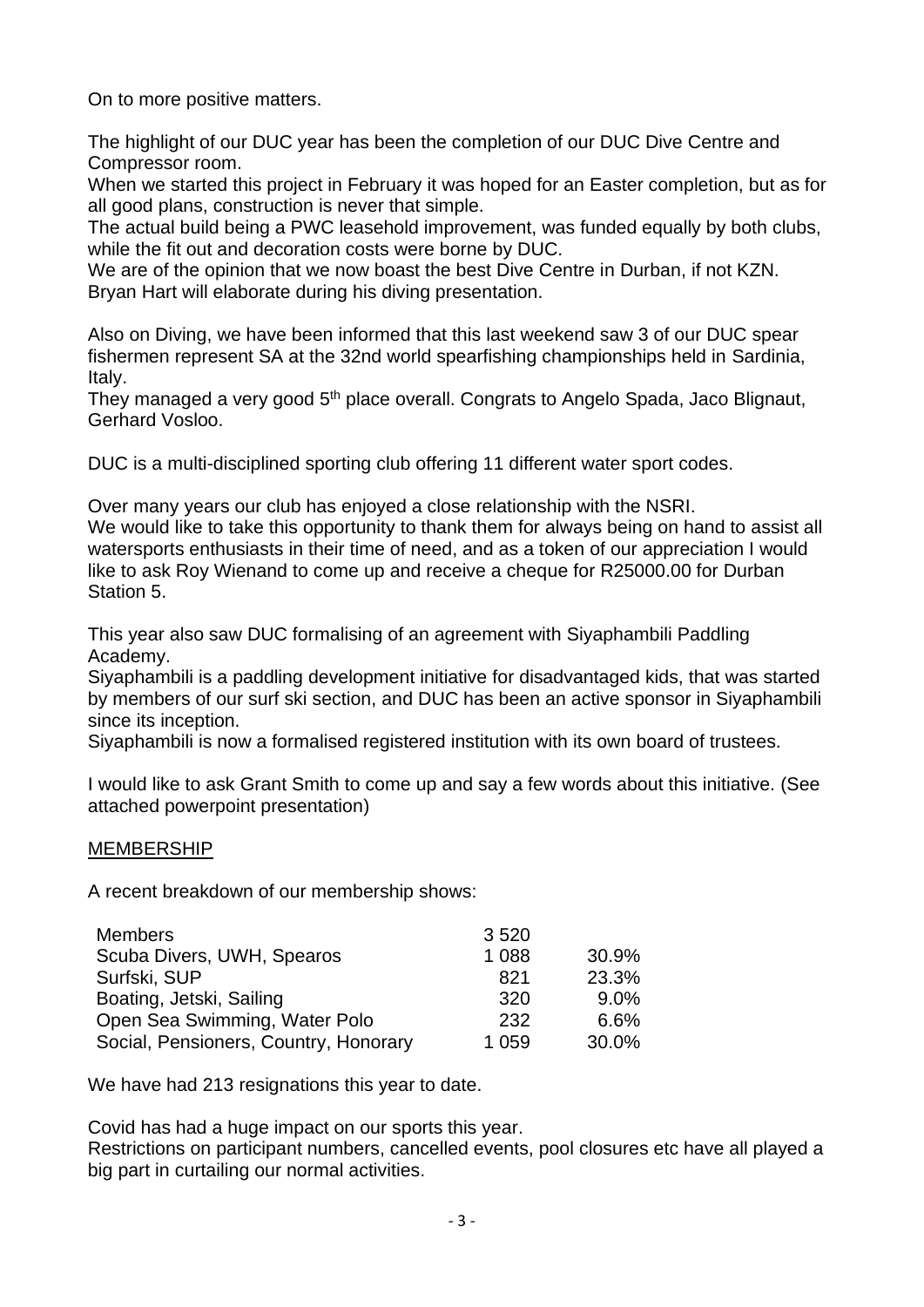On to more positive matters.

The highlight of our DUC year has been the completion of our DUC Dive Centre and Compressor room.
When we started this project in February it was hoped for an Easter completion, but as for all good plans, construction is never that simple.
The actual build being a PWC leasehold improvement, was funded equally by both clubs, while the fit out and decoration costs were borne by DUC.
We are of the opinion that we now boast the best Dive Centre in Durban, if not KZN.
Bryan Hart will elaborate during his diving presentation.

Also on Diving, we have been informed that this last weekend saw 3 of our DUC spear fishermen represent SA at the 32nd world spearfishing championships held in Sardinia, Italy.
They managed a very good 5th place overall. Congrats to Angelo Spada, Jaco Blignaut, Gerhard Vosloo.

DUC is a multi-disciplined sporting club offering 11 different water sport codes.

Over many years our club has enjoyed a close relationship with the NSRI.
We would like to take this opportunity to thank them for always being on hand to assist all watersports enthusiasts in their time of need, and as a token of our appreciation I would like to ask Roy Wienand to come up and receive a cheque for R25000.00 for Durban Station 5.

This year also saw DUC formalising of an agreement with Siyaphambili Paddling Academy.
Siyaphambili is a paddling development initiative for disadvantaged kids, that was started by members of our surf ski section, and DUC has been an active sponsor in Siyaphambili since its inception.
Siyaphambili is now a formalised registered institution with its own board of trustees.

I would like to ask Grant Smith to come up and say a few words about this initiative. (See attached powerpoint presentation)

## MEMBERSHIP

A recent breakdown of our membership shows:

| | | |
|---|---|---|
| Members | 3 520 | |
| Scuba Divers, UWH, Spearos | 1 088 | 30.9% |
| Surfski, SUP | 821 | 23.3% |
| Boating, Jetski, Sailing | 320 | 9.0% |
| Open Sea Swimming, Water Polo | 232 | 6.6% |
| Social, Pensioners, Country, Honorary | 1 059 | 30.0% |

We have had 213 resignations this year to date.

Covid has had a huge impact on our sports this year.
Restrictions on participant numbers, cancelled events, pool closures etc have all played a big part in curtailing our normal activities.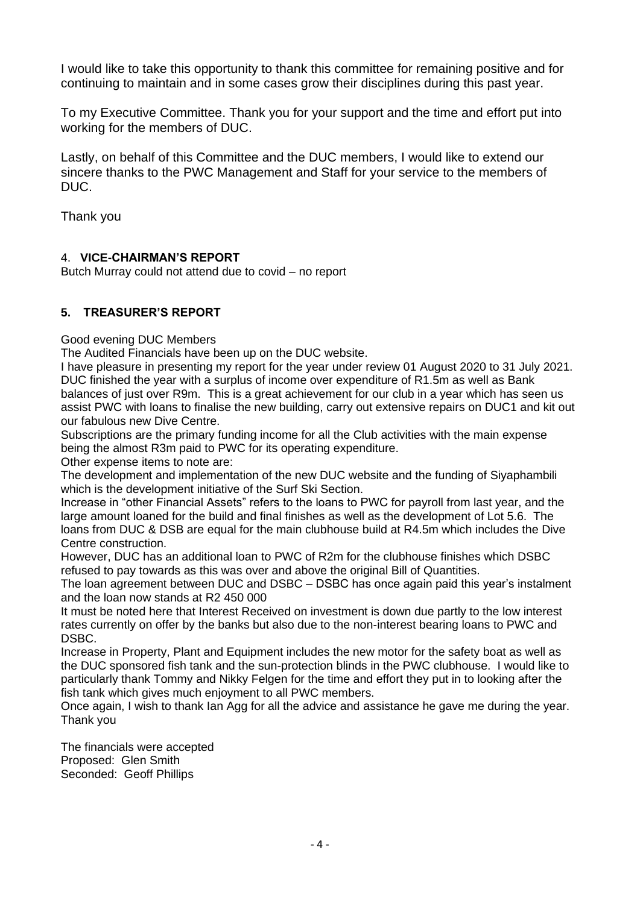I would like to take this opportunity to thank this committee for remaining positive and for continuing to maintain and in some cases grow their disciplines during this past year.

To my Executive Committee. Thank you for your support and the time and effort put into working for the members of DUC.

Lastly, on behalf of this Committee and the DUC members, I would like to extend our sincere thanks to the PWC Management and Staff for your service to the members of DUC.

Thank you

## 4. **VICE-CHAIRMAN'S REPORT**

Butch Murray could not attend due to covid – no report

## **5. TREASURER'S REPORT**

Good evening DUC Members

The Audited Financials have been up on the DUC website.

I have pleasure in presenting my report for the year under review 01 August 2020 to 31 July 2021. DUC finished the year with a surplus of income over expenditure of R1.5m as well as Bank balances of just over R9m. This is a great achievement for our club in a year which has seen us assist PWC with loans to finalise the new building, carry out extensive repairs on DUC1 and kit out our fabulous new Dive Centre.

Subscriptions are the primary funding income for all the Club activities with the main expense being the almost R3m paid to PWC for its operating expenditure.

Other expense items to note are:

The development and implementation of the new DUC website and the funding of Siyaphambili which is the development initiative of the Surf Ski Section.

Increase in "other Financial Assets" refers to the loans to PWC for payroll from last year, and the large amount loaned for the build and final finishes as well as the development of Lot 5.6. The loans from DUC & DSB are equal for the main clubhouse build at R4.5m which includes the Dive Centre construction.

However, DUC has an additional loan to PWC of R2m for the clubhouse finishes which DSBC refused to pay towards as this was over and above the original Bill of Quantities.

The loan agreement between DUC and DSBC – DSBC has once again paid this year's instalment and the loan now stands at R2 450 000

It must be noted here that Interest Received on investment is down due partly to the low interest rates currently on offer by the banks but also due to the non-interest bearing loans to PWC and DSBC.

Increase in Property, Plant and Equipment includes the new motor for the safety boat as well as the DUC sponsored fish tank and the sun-protection blinds in the PWC clubhouse. I would like to particularly thank Tommy and Nikky Felgen for the time and effort they put in to looking after the fish tank which gives much enjoyment to all PWC members.

Once again, I wish to thank Ian Agg for all the advice and assistance he gave me during the year.

Thank you

The financials were accepted
Proposed: Glen Smith
Seconded: Geoff Phillips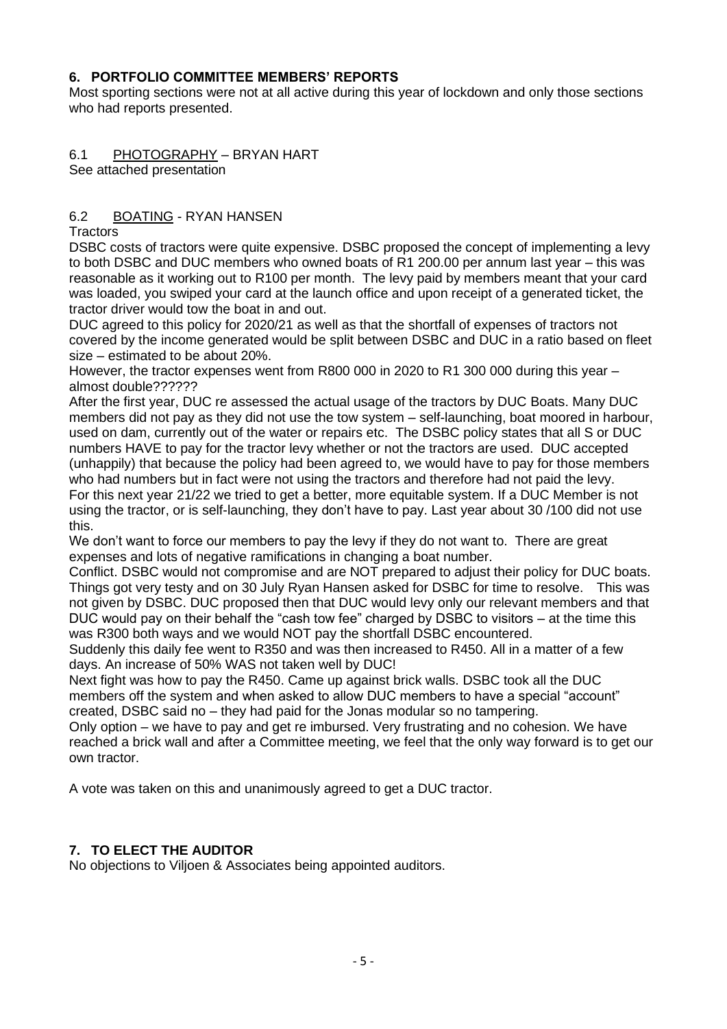## 6. PORTFOLIO COMMITTEE MEMBERS' REPORTS

Most sporting sections were not at all active during this year of lockdown and only those sections who had reports presented.

### 6.1 PHOTOGRAPHY – BRYAN HART

See attached presentation

### 6.2 BOATING - RYAN HANSEN

Tractors

DSBC costs of tractors were quite expensive. DSBC proposed the concept of implementing a levy to both DSBC and DUC members who owned boats of R1 200.00 per annum last year – this was reasonable as it working out to R100 per month. The levy paid by members meant that your card was loaded, you swiped your card at the launch office and upon receipt of a generated ticket, the tractor driver would tow the boat in and out.

DUC agreed to this policy for 2020/21 as well as that the shortfall of expenses of tractors not covered by the income generated would be split between DSBC and DUC in a ratio based on fleet size – estimated to be about 20%.

However, the tractor expenses went from R800 000 in 2020 to R1 300 000 during this year – almost double??????

After the first year, DUC re assessed the actual usage of the tractors by DUC Boats. Many DUC members did not pay as they did not use the tow system – self-launching, boat moored in harbour, used on dam, currently out of the water or repairs etc. The DSBC policy states that all S or DUC numbers HAVE to pay for the tractor levy whether or not the tractors are used. DUC accepted (unhappily) that because the policy had been agreed to, we would have to pay for those members who had numbers but in fact were not using the tractors and therefore had not paid the levy.

For this next year 21/22 we tried to get a better, more equitable system. If a DUC Member is not using the tractor, or is self-launching, they don't have to pay. Last year about 30 /100 did not use this.

We don't want to force our members to pay the levy if they do not want to. There are great expenses and lots of negative ramifications in changing a boat number.

Conflict. DSBC would not compromise and are NOT prepared to adjust their policy for DUC boats. Things got very testy and on 30 July Ryan Hansen asked for DSBC for time to resolve. This was not given by DSBC. DUC proposed then that DUC would levy only our relevant members and that DUC would pay on their behalf the "cash tow fee" charged by DSBC to visitors – at the time this was R300 both ways and we would NOT pay the shortfall DSBC encountered.

Suddenly this daily fee went to R350 and was then increased to R450. All in a matter of a few days. An increase of 50% WAS not taken well by DUC!

Next fight was how to pay the R450. Came up against brick walls. DSBC took all the DUC members off the system and when asked to allow DUC members to have a special "account" created, DSBC said no – they had paid for the Jonas modular so no tampering.

Only option – we have to pay and get re imbursed. Very frustrating and no cohesion. We have reached a brick wall and after a Committee meeting, we feel that the only way forward is to get our own tractor.

A vote was taken on this and unanimously agreed to get a DUC tractor.

## 7. TO ELECT THE AUDITOR

No objections to Viljoen & Associates being appointed auditors.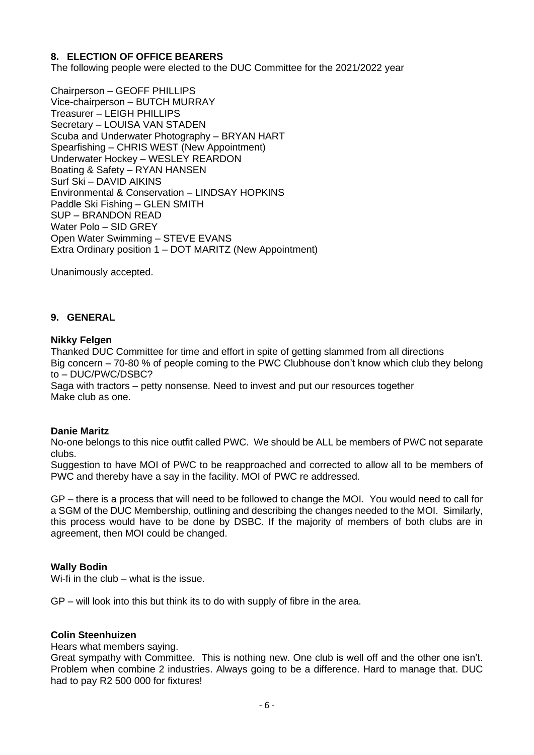## 8. ELECTION OF OFFICE BEARERS

The following people were elected to the DUC Committee for the 2021/2022 year

Chairperson – GEOFF PHILLIPS
Vice-chairperson – BUTCH MURRAY
Treasurer – LEIGH PHILLIPS
Secretary – LOUISA VAN STADEN
Scuba and Underwater Photography – BRYAN HART
Spearfishing – CHRIS WEST (New Appointment)
Underwater Hockey – WESLEY REARDON
Boating & Safety – RYAN HANSEN
Surf Ski – DAVID AIKINS
Environmental & Conservation – LINDSAY HOPKINS
Paddle Ski Fishing – GLEN SMITH
SUP – BRANDON READ
Water Polo – SID GREY
Open Water Swimming – STEVE EVANS
Extra Ordinary position 1 – DOT MARITZ (New Appointment)

Unanimously accepted.

## 9. GENERAL

**Nikky Felgen**

Thanked DUC Committee for time and effort in spite of getting slammed from all directions
Big concern – 70-80 % of people coming to the PWC Clubhouse don't know which club they belong to – DUC/PWC/DSBC?
Saga with tractors – petty nonsense. Need to invest and put our resources together
Make club as one.

**Danie Maritz**

No-one belongs to this nice outfit called PWC. We should be ALL be members of PWC not separate clubs.

Suggestion to have MOI of PWC to be reapproached and corrected to allow all to be members of PWC and thereby have a say in the facility. MOI of PWC re addressed.

GP – there is a process that will need to be followed to change the MOI. You would need to call for a SGM of the DUC Membership, outlining and describing the changes needed to the MOI. Similarly, this process would have to be done by DSBC. If the majority of members of both clubs are in agreement, then MOI could be changed.

**Wally Bodin**

Wi-fi in the club – what is the issue.

GP – will look into this but think its to do with supply of fibre in the area.

**Colin Steenhuizen**

Hears what members saying.

Great sympathy with Committee. This is nothing new. One club is well off and the other one isn't. Problem when combine 2 industries. Always going to be a difference. Hard to manage that. DUC had to pay R2 500 000 for fixtures!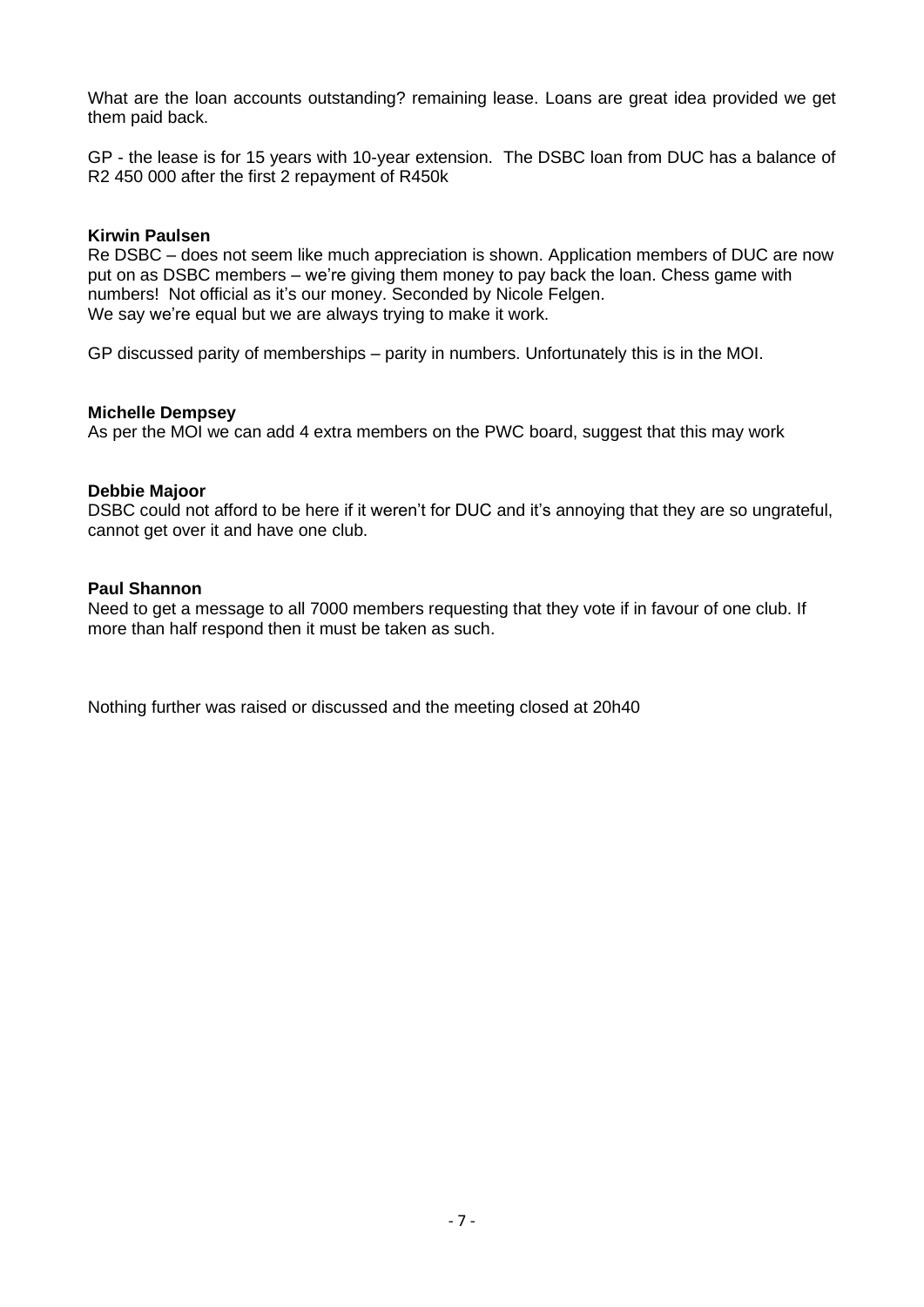What are the loan accounts outstanding? remaining lease. Loans are great idea provided we get them paid back.

GP - the lease is for 15 years with 10-year extension. The DSBC loan from DUC has a balance of R2 450 000 after the first 2 repayment of R450k

**Kirwin Paulsen**
Re DSBC – does not seem like much appreciation is shown. Application members of DUC are now put on as DSBC members – we're giving them money to pay back the loan. Chess game with numbers! Not official as it's our money. Seconded by Nicole Felgen.
We say we're equal but we are always trying to make it work.

GP discussed parity of memberships – parity in numbers. Unfortunately this is in the MOI.

**Michelle Dempsey**
As per the MOI we can add 4 extra members on the PWC board, suggest that this may work

**Debbie Majoor**
DSBC could not afford to be here if it weren't for DUC and it's annoying that they are so ungrateful, cannot get over it and have one club.

**Paul Shannon**
Need to get a message to all 7000 members requesting that they vote if in favour of one club. If more than half respond then it must be taken as such.

Nothing further was raised or discussed and the meeting closed at 20h40